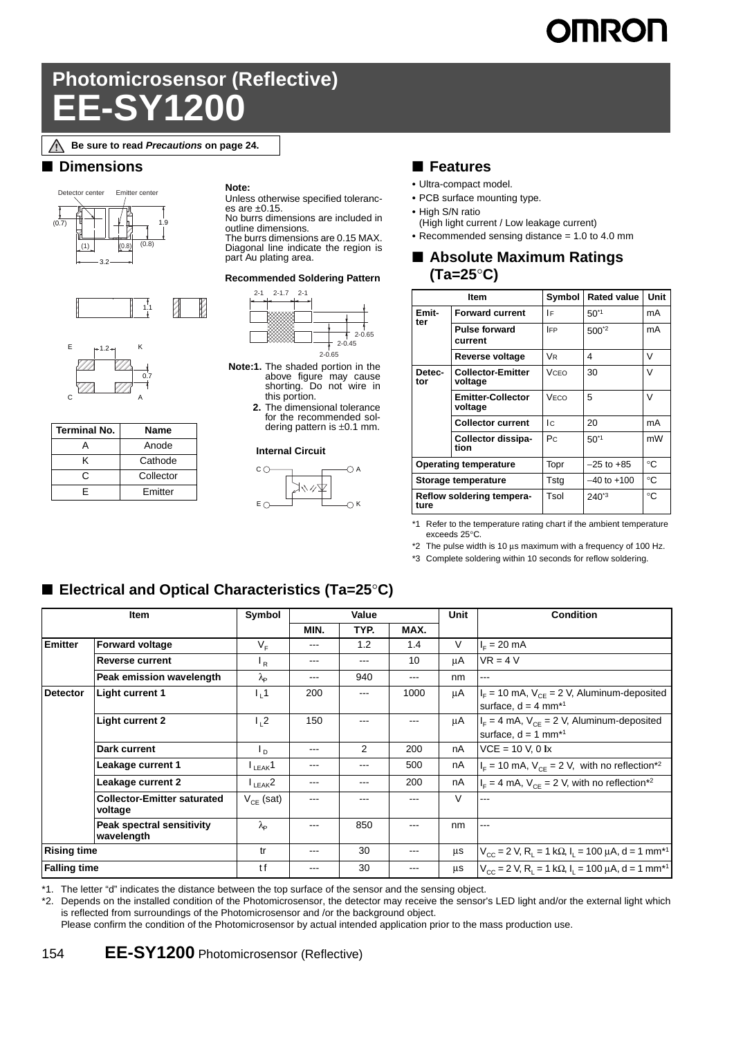# Photomicrosensor (Reflective)
# EE-SY1200

⚠ Be sure to read *Precautions* on page 24.

## ■ Dimensions

**Note:**
Unless otherwise specified tolerances are ±0.15.
No burrs dimensions are included in outline dimensions.
The burrs dimensions are 0.15 MAX.
Diagonal line indicate the region is part Au plating area.

**Recommended Soldering Pattern**

**Note:1.** The shaded portion in the above figure may cause shorting. Do not wire in this portion.
**2.** The dimensional tolerance for the recommended soldering pattern is ±0.1 mm.

**Internal Circuit**

| Terminal No. | Name |
|---|---|
| A | Anode |
| K | Cathode |
| C | Collector |
| E | Emitter |

## ■ Features

- Ultra-compact model.
- PCB surface mounting type.
- High S/N ratio
  (High light current / Low leakage current)
- Recommended sensing distance = 1.0 to 4.0 mm

## ■ Absolute Maximum Ratings (Ta=25°C)

| Item | | Symbol | Rated value | Unit |
|---|---|---|---|---|
| Emitter | Forward current | $I_F$ | 50*1 | mA |
| | Pulse forward current | $I_{FP}$ | 500*2 | mA |
| | Reverse voltage | $V_R$ | 4 | V |
| Detector | Collector-Emitter voltage | $V_{CEO}$ | 30 | V |
| | Emitter-Collector voltage | $V_{ECO}$ | 5 | V |
| | Collector current | $I_C$ | 20 | mA |
| | Collector dissipation | $P_C$ | 50*1 | mW |
| Operating temperature | | Topr | –25 to +85 | °C |
| Storage temperature | | Tstg | –40 to +100 | °C |
| Reflow soldering temperature | | Tsol | 240*3 | °C |

*1 Refer to the temperature rating chart if the ambient temperature exceeds 25°C.
*2 The pulse width is 10 μs maximum with a frequency of 100 Hz.
*3 Complete soldering within 10 seconds for reflow soldering.

## ■ Electrical and Optical Characteristics (Ta=25°C)

| Item | | Symbol | Value | | | Unit | Condition |
|---|---|---|---|---|---|---|---|
| | | | MIN. | TYP. | MAX. | | |
| Emitter | Forward voltage | $V_F$ | --- | 1.2 | 1.4 | V | $I_F$ = 20 mA |
| | Reverse current | $I_R$ | --- | --- | 10 | μA | VR = 4 V |
| | Peak emission wavelength | $\lambda_P$ | --- | 940 | --- | nm | --- |
| Detector | Light current 1 | $I_L1$ | 200 | --- | 1000 | μA | $I_F$ = 10 mA, $V_{CE}$ = 2 V, Aluminum-deposited surface, d = 4 mm*1 |
| | Light current 2 | $I_L2$ | 150 | --- | --- | μA | $I_F$ = 4 mA, $V_{CE}$ = 2 V, Aluminum-deposited surface, d = 1 mm*1 |
| | Dark current | $I_D$ | --- | 2 | 200 | nA | VCE = 10 V, 0 lx |
| | Leakage current 1 | $I_{LEAK}1$ | --- | --- | 500 | nA | $I_F$ = 10 mA, $V_{CE}$ = 2 V, with no reflection*2 |
| | Leakage current 2 | $I_{LEAK}2$ | --- | --- | 200 | nA | $I_F$ = 4 mA, $V_{CE}$ = 2 V, with no reflection*2 |
| | Collector-Emitter saturated voltage | $V_{CE}$ (sat) | --- | --- | --- | V | --- |
| | Peak spectral sensitivity wavelength | $\lambda_P$ | --- | 850 | --- | nm | --- |
| Rising time | | tr | --- | 30 | --- | μs | $V_{CC}$ = 2 V, $R_L$ = 1 kΩ, $I_L$ = 100 μA, d = 1 mm*1 |
| Falling time | | tf | --- | 30 | --- | μs | $V_{CC}$ = 2 V, $R_L$ = 1 kΩ, $I_L$ = 100 μA, d = 1 mm*1 |

*1. The letter "d" indicates the distance between the top surface of the sensor and the sensing object.
*2. Depends on the installed condition of the Photomicrosensor, the detector may receive the sensor's LED light and/or the external light which is reflected from surroundings of the Photomicrosensor and /or the background object.
Please confirm the condition of the Photomicrosensor by actual intended application prior to the mass production use.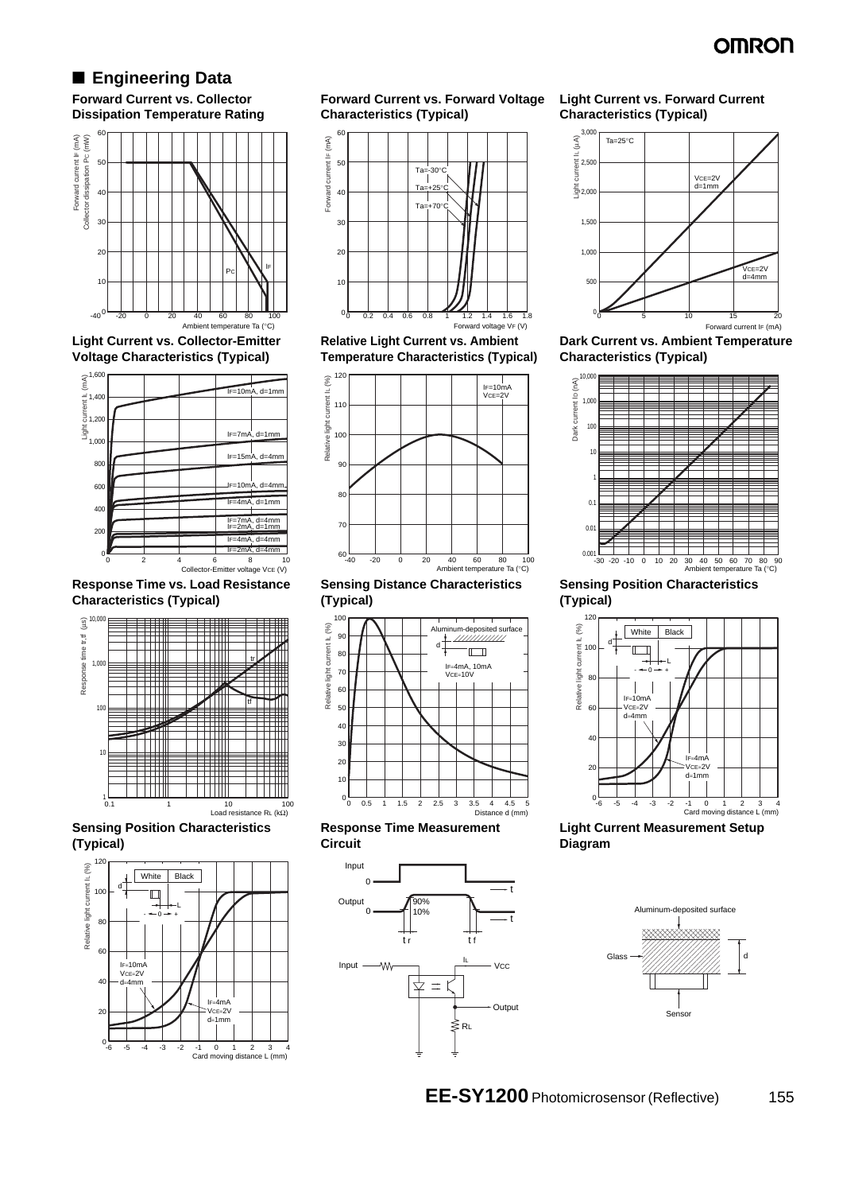## ■ Engineering Data

**Forward Current vs. Collector Dissipation Temperature Rating**

**Forward Current vs. Forward Voltage Characteristics (Typical)**

**Light Current vs. Forward Current Characteristics (Typical)**

**Light Current vs. Collector-Emitter Voltage Characteristics (Typical)**

**Relative Light Current vs. Ambient Temperature Characteristics (Typical)**

**Dark Current vs. Ambient Temperature Characteristics (Typical)**

**Response Time vs. Load Resistance Characteristics (Typical)**

**Sensing Distance Characteristics (Typical)**

**Sensing Position Characteristics (Typical)**

**Sensing Position Characteristics (Typical)**

**Response Time Measurement Circuit**

**Light Current Measurement Setup Diagram**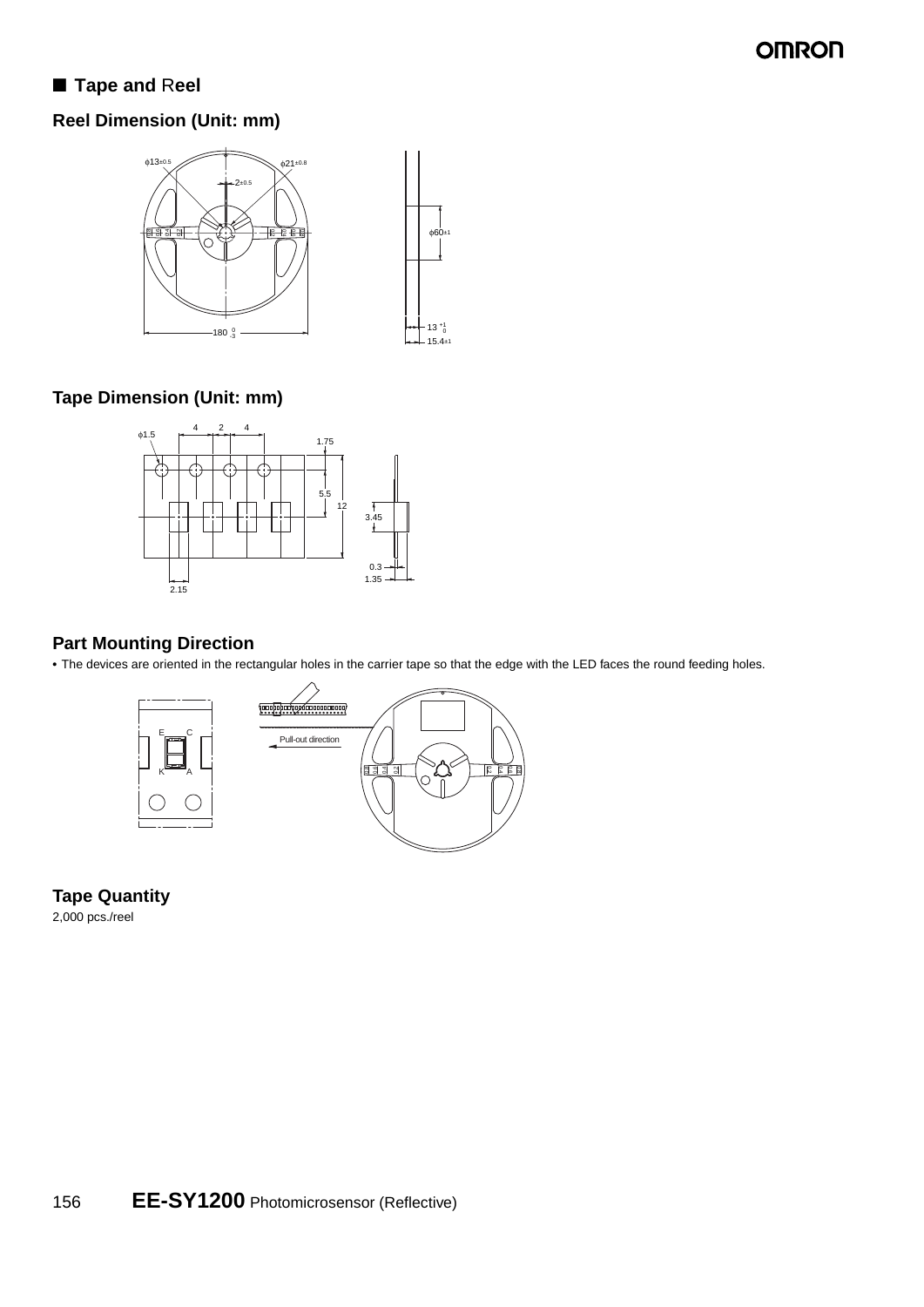## ■ Tape and Reel

### Reel Dimension (Unit: mm)

### Tape Dimension (Unit: mm)

### Part Mounting Direction

- The devices are oriented in the rectangular holes in the carrier tape so that the edge with the LED faces the round feeding holes.

### Tape Quantity

2,000 pcs./reel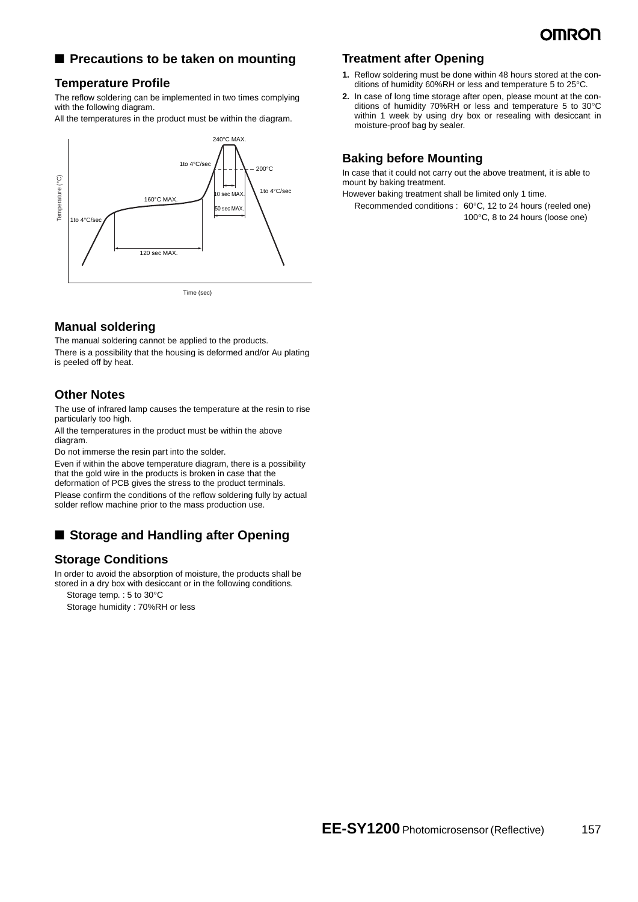## ■ Precautions to be taken on mounting

### Temperature Profile

The reflow soldering can be implemented in two times complying with the following diagram.

All the temperatures in the product must be within the diagram.

240°C MAX.
1to 4°C/sec
200°C
1to 4°C/sec
10 sec MAX.
50 sec MAX.
160°C MAX.
1to 4°C/sec
120 sec MAX.
Temperature (°C)
Time (sec)

### Manual soldering

The manual soldering cannot be applied to the products.

There is a possibility that the housing is deformed and/or Au plating is peeled off by heat.

### Other Notes

The use of infrared lamp causes the temperature at the resin to rise particularly too high.

All the temperatures in the product must be within the above diagram.

Do not immerse the resin part into the solder.

Even if within the above temperature diagram, there is a possibility that the gold wire in the products is broken in case that the deformation of PCB gives the stress to the product terminals.

Please confirm the conditions of the reflow soldering fully by actual solder reflow machine prior to the mass production use.

## ■ Storage and Handling after Opening

### Storage Conditions

In order to avoid the absorption of moisture, the products shall be stored in a dry box with desiccant or in the following conditions.

Storage temp. : 5 to 30°C

Storage humidity : 70%RH or less

### Treatment after Opening

1. Reflow soldering must be done within 48 hours stored at the conditions of humidity 60%RH or less and temperature 5 to 25°C.
2. In case of long time storage after open, please mount at the conditions of humidity 70%RH or less and temperature 5 to 30°C within 1 week by using dry box or resealing with desiccant in moisture-proof bag by sealer.

### Baking before Mounting

In case that it could not carry out the above treatment, it is able to mount by baking treatment.

However baking treatment shall be limited only 1 time.

Recommended conditions : 60°C, 12 to 24 hours (reeled one)
100°C, 8 to 24 hours (loose one)